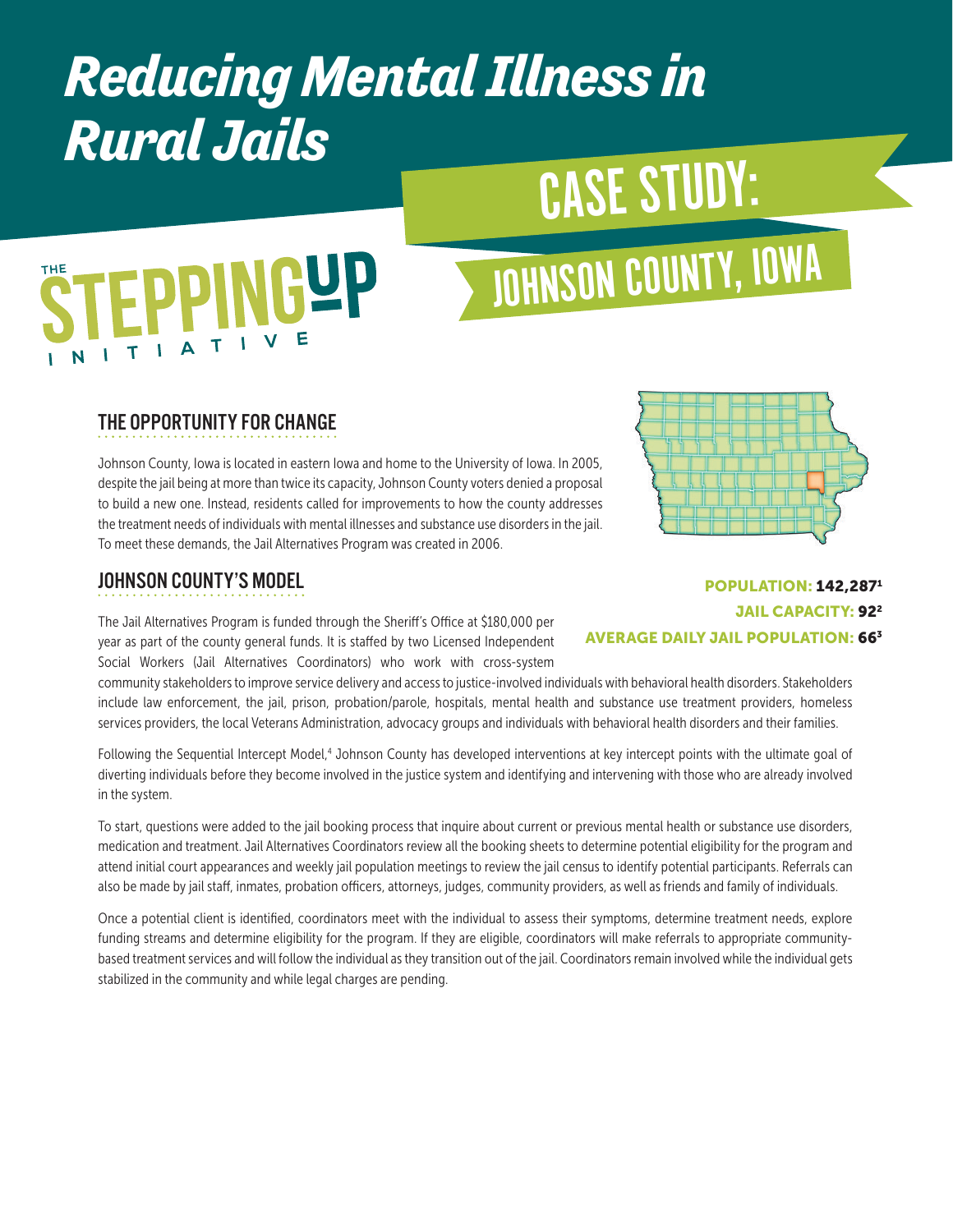# Reducing Mental Illness in Rural Jails

THE STEPPING UP INITIATIVE

## CASE STUDY: JOHNSON COUNTY, IOWA

## THE OPPORTUNITY FOR CHANGE

Johnson County, Iowa is located in eastern Iowa and home to the University of Iowa. In 2005, despite the jail being at more than twice its capacity, Johnson County voters denied a proposal to build a new one. Instead, residents called for improvements to how the county addresses the treatment needs of individuals with mental illnesses and substance use disorders in the jail. To meet these demands, the Jail Alternatives Program was created in 2006.

**POPULATION: 142,287**[1]
**JAIL CAPACITY: 92**[2]
**AVERAGE DAILY JAIL POPULATION: 66**[3]

## JOHNSON COUNTY'S MODEL

The Jail Alternatives Program is funded through the Sheriff's Office at $180,000 per year as part of the county general funds. It is staffed by two Licensed Independent Social Workers (Jail Alternatives Coordinators) who work with cross-system community stakeholders to improve service delivery and access to justice-involved individuals with behavioral health disorders. Stakeholders include law enforcement, the jail, prison, probation/parole, hospitals, mental health and substance use treatment providers, homeless services providers, the local Veterans Administration, advocacy groups and individuals with behavioral health disorders and their families.

Following the Sequential Intercept Model,[4] Johnson County has developed interventions at key intercept points with the ultimate goal of diverting individuals before they become involved in the justice system and identifying and intervening with those who are already involved in the system.

To start, questions were added to the jail booking process that inquire about current or previous mental health or substance use disorders, medication and treatment. Jail Alternatives Coordinators review all the booking sheets to determine potential eligibility for the program and attend initial court appearances and weekly jail population meetings to review the jail census to identify potential participants. Referrals can also be made by jail staff, inmates, probation officers, attorneys, judges, community providers, as well as friends and family of individuals.

Once a potential client is identified, coordinators meet with the individual to assess their symptoms, determine treatment needs, explore funding streams and determine eligibility for the program. If they are eligible, coordinators will make referrals to appropriate community-based treatment services and will follow the individual as they transition out of the jail. Coordinators remain involved while the individual gets stabilized in the community and while legal charges are pending.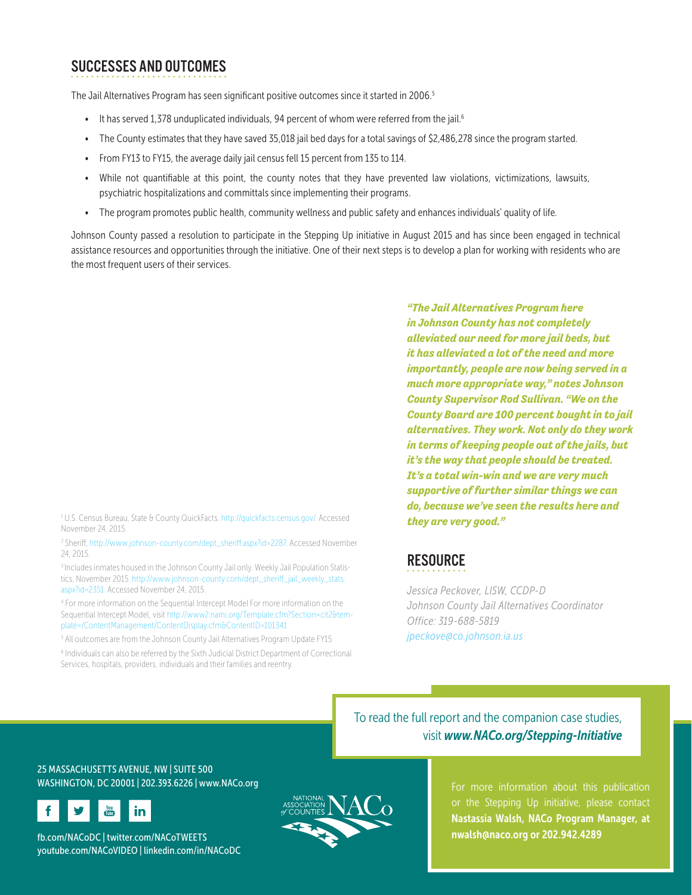## SUCCESSES AND OUTCOMES

The Jail Alternatives Program has seen significant positive outcomes since it started in 2006.[5]

- It has served 1,378 unduplicated individuals, 94 percent of whom were referred from the jail.[6]
- The County estimates that they have saved 35,018 jail bed days for a total savings of $2,486,278 since the program started.
- From FY13 to FY15, the average daily jail census fell 15 percent from 135 to 114.
- While not quantifiable at this point, the county notes that they have prevented law violations, victimizations, lawsuits, psychiatric hospitalizations and committals since implementing their programs.
- The program promotes public health, community wellness and public safety and enhances individuals' quality of life.

Johnson County passed a resolution to participate in the Stepping Up initiative in August 2015 and has since been engaged in technical assistance resources and opportunities through the initiative. One of their next steps is to develop a plan for working with residents who are the most frequent users of their services.

***"The Jail Alternatives Program here in Johnson County has not completely alleviated our need for more jail beds, but it has alleviated a lot of the need and more importantly, people are now being served in a much more appropriate way," notes Johnson County Supervisor Rod Sullivan. "We on the County Board are 100 percent bought in to jail alternatives. They work. Not only do they work in terms of keeping people out of the jails, but it's the way that people should be treated. It's a total win-win and we are very much supportive of further similar things we can do, because we've seen the results here and they are very good."***

## RESOURCE

*Jessica Peckover, LISW, CCDP-D*
*Johnson County Jail Alternatives Coordinator*
*Office: 319-688-5819*
*jpeckove@co.johnson.ia.us*

[1] U.S. Census Bureau, State & County QuickFacts. http://quickfacts.census.gov/. Accessed November 24, 2015.

[2] Sheriff, http://www.johnson-county.com/dept_sheriff.aspx?id=2287. Accessed November 24, 2015.

[3] Includes inmates housed in the Johnson County Jail only. Weekly Jail Population Statistics, November 2015. http://www.johnson-county.com/dept_sheriff_jail_weekly_stats.aspx?id=2351. Accessed November 24, 2015.

[4] For more information on the Sequential Intercept Model For more information on the Sequential Intercept Model, visit http://www2.nami.org/Template.cfm?Section=cit2&template=/ContentManagement/ContentDisplay.cfm&ContentID=101341

[5] All outcomes are from the Johnson County Jail Alternatives Program Update FY15

[6] Individuals can also be referred by the Sixth Judicial District Department of Correctional Services, hospitals, providers, individuals and their families and reentry.

To read the full report and the companion case studies, visit ***www.NACo.org/Stepping-Initiative***

25 MASSACHUSETTS AVENUE, NW | SUITE 500
WASHINGTON, DC 20001 | 202.393.6226 | www.NACo.org

fb.com/NACoDC | twitter.com/NACoTWEETS
youtube.com/NACoVIDEO | linkedin.com/in/NACoDC

NATIONAL ASSOCIATION of COUNTIES NACo

For more information about this publication or the Stepping Up initiative, please contact **Nastassia Walsh, NACo Program Manager, at nwalsh@naco.org or 202.942.4289**